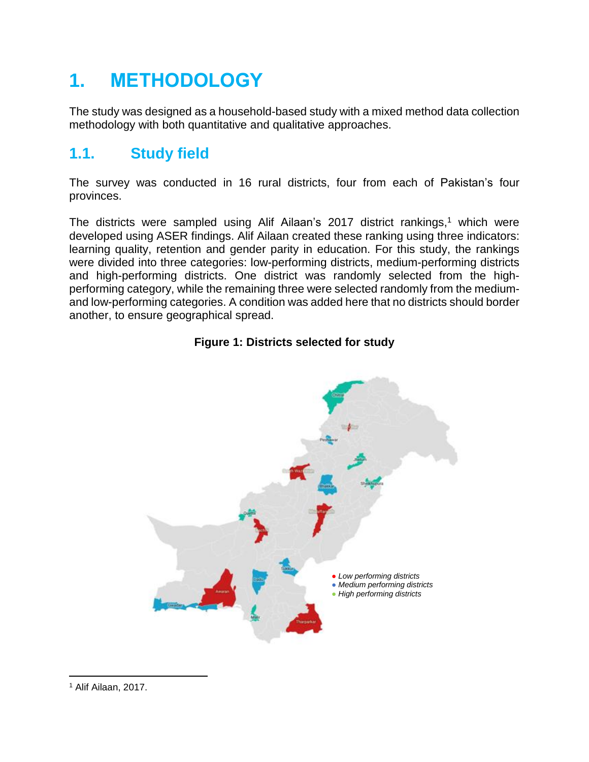# 1. METHODOLOGY

The study was designed as a household-based study with a mixed method data collection methodology with both quantitative and qualitative approaches.

## 1.1. Study field

The survey was conducted in 16 rural districts, four from each of Pakistan's four provinces.

The districts were sampled using Alif Ailaan's 2017 district rankings,[1] which were developed using ASER findings. Alif Ailaan created these ranking using three indicators: learning quality, retention and gender parity in education. For this study, the rankings were divided into three categories: low-performing districts, medium-performing districts and high-performing districts. One district was randomly selected from the high-performing category, while the remaining three were selected randomly from the medium- and low-performing categories. A condition was added here that no districts should border another, to ensure geographical spread.

**Figure 1: Districts selected for study**

- *Low performing districts*
- *Medium performing districts*
- *High performing districts*

[1] Alif Ailaan, 2017.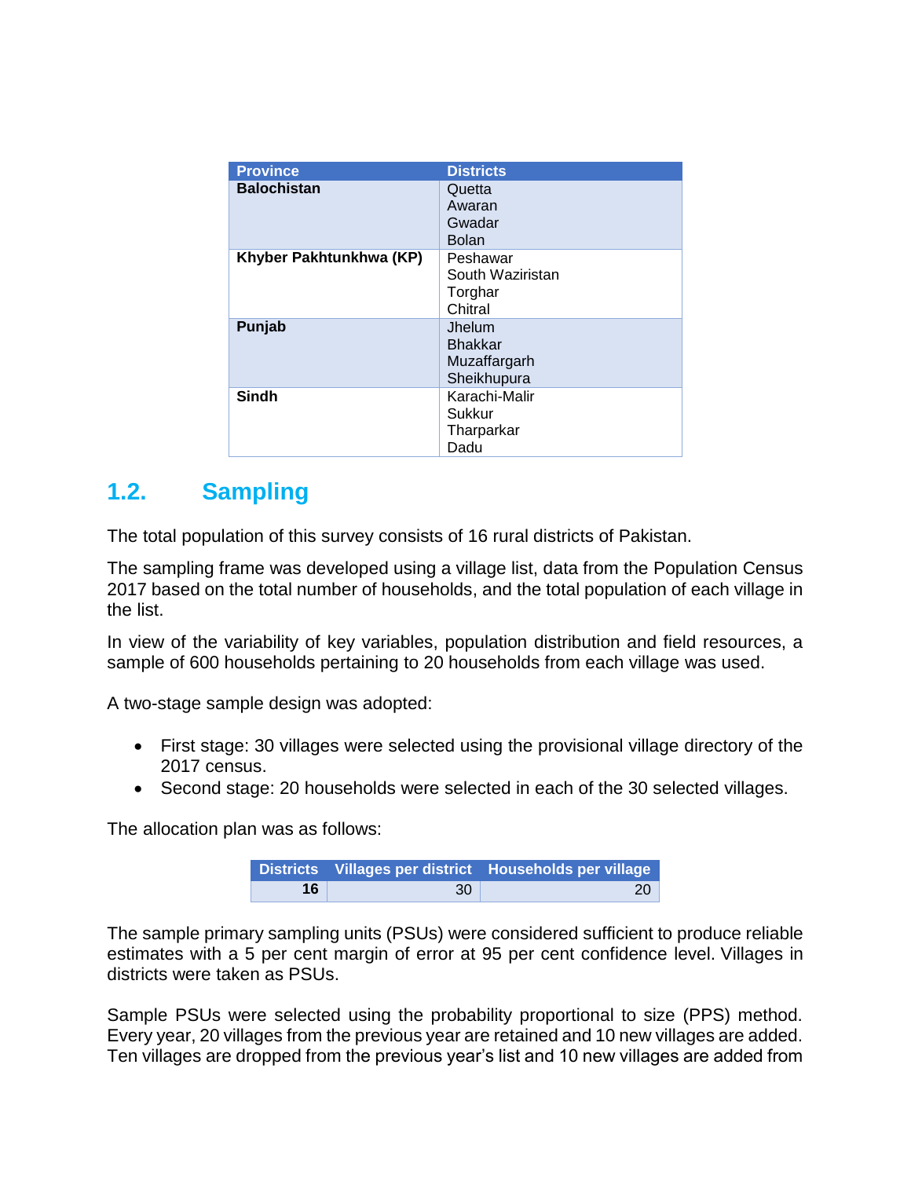| Province | Districts |
| --- | --- |
| **Balochistan** | Quetta<br>Awaran<br>Gwadar<br>Bolan |
| **Khyber Pakhtunkhwa (KP)** | Peshawar<br>South Waziristan<br>Torghar<br>Chitral |
| **Punjab** | Jhelum<br>Bhakkar<br>Muzaffargarh<br>Sheikhupura |
| **Sindh** | Karachi-Malir<br>Sukkur<br>Tharparkar<br>Dadu |

## 1.2. Sampling

The total population of this survey consists of 16 rural districts of Pakistan.

The sampling frame was developed using a village list, data from the Population Census 2017 based on the total number of households, and the total population of each village in the list.

In view of the variability of key variables, population distribution and field resources, a sample of 600 households pertaining to 20 households from each village was used.

A two-stage sample design was adopted:

- First stage: 30 villages were selected using the provisional village directory of the 2017 census.
- Second stage: 20 households were selected in each of the 30 selected villages.

The allocation plan was as follows:

| Districts | Villages per district | Households per village |
| --- | --- | --- |
| **16** | 30 | 20 |

The sample primary sampling units (PSUs) were considered sufficient to produce reliable estimates with a 5 per cent margin of error at 95 per cent confidence level. Villages in districts were taken as PSUs.

Sample PSUs were selected using the probability proportional to size (PPS) method. Every year, 20 villages from the previous year are retained and 10 new villages are added. Ten villages are dropped from the previous year's list and 10 new villages are added from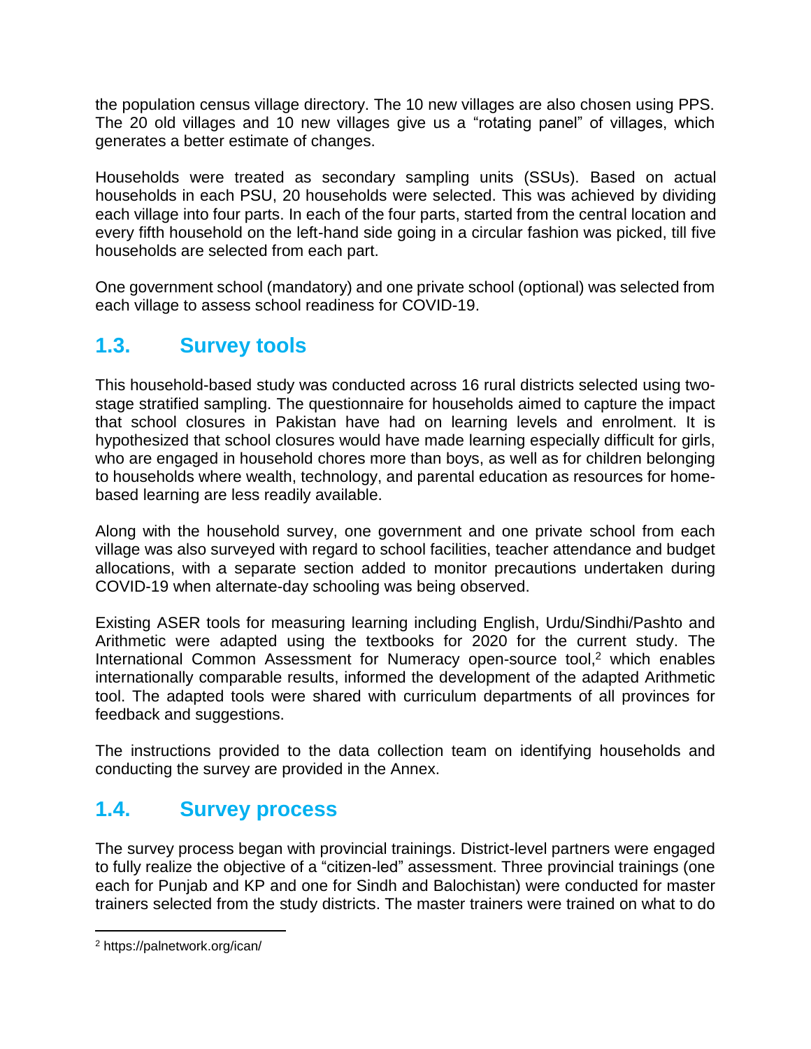the population census village directory. The 10 new villages are also chosen using PPS. The 20 old villages and 10 new villages give us a "rotating panel" of villages, which generates a better estimate of changes.

Households were treated as secondary sampling units (SSUs). Based on actual households in each PSU, 20 households were selected. This was achieved by dividing each village into four parts. In each of the four parts, started from the central location and every fifth household on the left-hand side going in a circular fashion was picked, till five households are selected from each part.

One government school (mandatory) and one private school (optional) was selected from each village to assess school readiness for COVID-19.

## 1.3. Survey tools

This household-based study was conducted across 16 rural districts selected using two-stage stratified sampling. The questionnaire for households aimed to capture the impact that school closures in Pakistan have had on learning levels and enrolment. It is hypothesized that school closures would have made learning especially difficult for girls, who are engaged in household chores more than boys, as well as for children belonging to households where wealth, technology, and parental education as resources for home-based learning are less readily available.

Along with the household survey, one government and one private school from each village was also surveyed with regard to school facilities, teacher attendance and budget allocations, with a separate section added to monitor precautions undertaken during COVID-19 when alternate-day schooling was being observed.

Existing ASER tools for measuring learning including English, Urdu/Sindhi/Pashto and Arithmetic were adapted using the textbooks for 2020 for the current study. The International Common Assessment for Numeracy open-source tool,[2] which enables internationally comparable results, informed the development of the adapted Arithmetic tool. The adapted tools were shared with curriculum departments of all provinces for feedback and suggestions.

The instructions provided to the data collection team on identifying households and conducting the survey are provided in the Annex.

## 1.4. Survey process

The survey process began with provincial trainings. District-level partners were engaged to fully realize the objective of a "citizen-led" assessment. Three provincial trainings (one each for Punjab and KP and one for Sindh and Balochistan) were conducted for master trainers selected from the study districts. The master trainers were trained on what to do

[2] https://palnetwork.org/ican/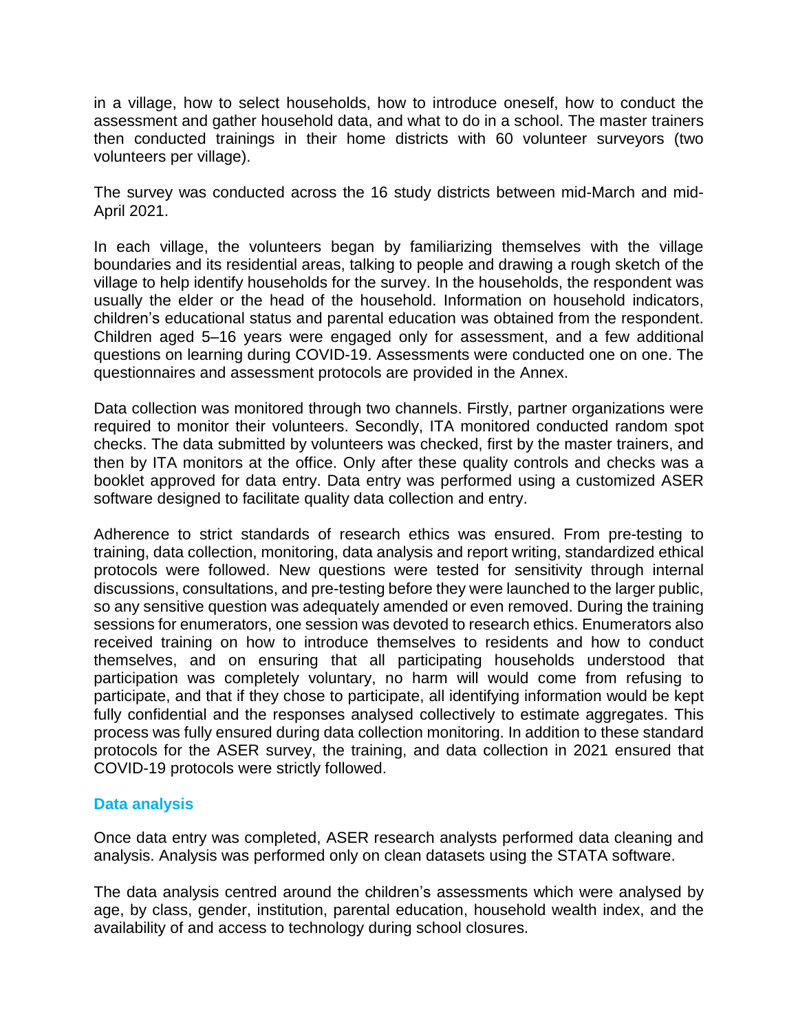in a village, how to select households, how to introduce oneself, how to conduct the assessment and gather household data, and what to do in a school. The master trainers then conducted trainings in their home districts with 60 volunteer surveyors (two volunteers per village).

The survey was conducted across the 16 study districts between mid-March and mid-April 2021.

In each village, the volunteers began by familiarizing themselves with the village boundaries and its residential areas, talking to people and drawing a rough sketch of the village to help identify households for the survey. In the households, the respondent was usually the elder or the head of the household. Information on household indicators, children's educational status and parental education was obtained from the respondent. Children aged 5–16 years were engaged only for assessment, and a few additional questions on learning during COVID-19. Assessments were conducted one on one. The questionnaires and assessment protocols are provided in the Annex.

Data collection was monitored through two channels. Firstly, partner organizations were required to monitor their volunteers. Secondly, ITA monitored conducted random spot checks. The data submitted by volunteers was checked, first by the master trainers, and then by ITA monitors at the office. Only after these quality controls and checks was a booklet approved for data entry. Data entry was performed using a customized ASER software designed to facilitate quality data collection and entry.

Adherence to strict standards of research ethics was ensured. From pre-testing to training, data collection, monitoring, data analysis and report writing, standardized ethical protocols were followed. New questions were tested for sensitivity through internal discussions, consultations, and pre-testing before they were launched to the larger public, so any sensitive question was adequately amended or even removed. During the training sessions for enumerators, one session was devoted to research ethics. Enumerators also received training on how to introduce themselves to residents and how to conduct themselves, and on ensuring that all participating households understood that participation was completely voluntary, no harm will would come from refusing to participate, and that if they chose to participate, all identifying information would be kept fully confidential and the responses analysed collectively to estimate aggregates. This process was fully ensured during data collection monitoring. In addition to these standard protocols for the ASER survey, the training, and data collection in 2021 ensured that COVID-19 protocols were strictly followed.

### Data analysis

Once data entry was completed, ASER research analysts performed data cleaning and analysis. Analysis was performed only on clean datasets using the STATA software.

The data analysis centred around the children's assessments which were analysed by age, by class, gender, institution, parental education, household wealth index, and the availability of and access to technology during school closures.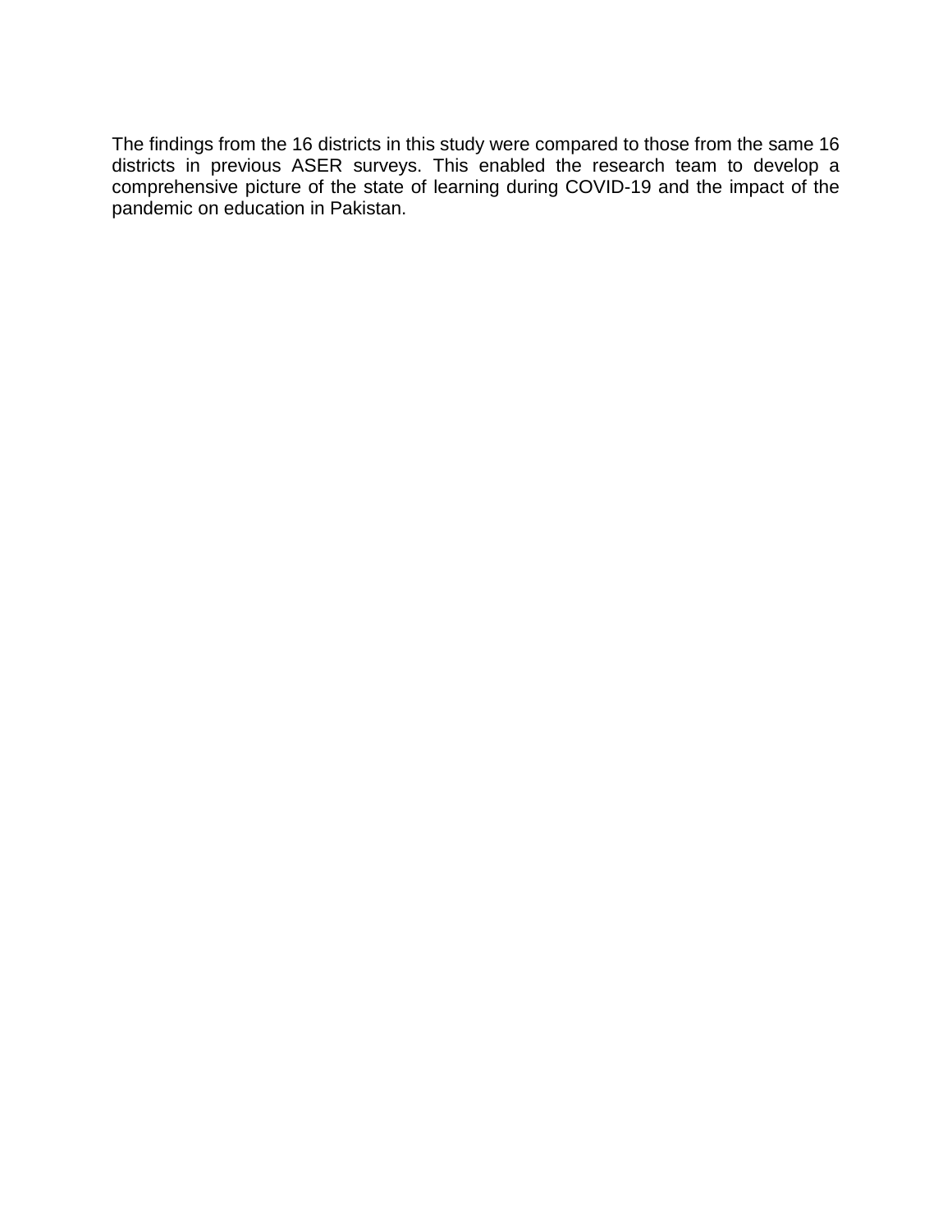The findings from the 16 districts in this study were compared to those from the same 16 districts in previous ASER surveys. This enabled the research team to develop a comprehensive picture of the state of learning during COVID-19 and the impact of the pandemic on education in Pakistan.